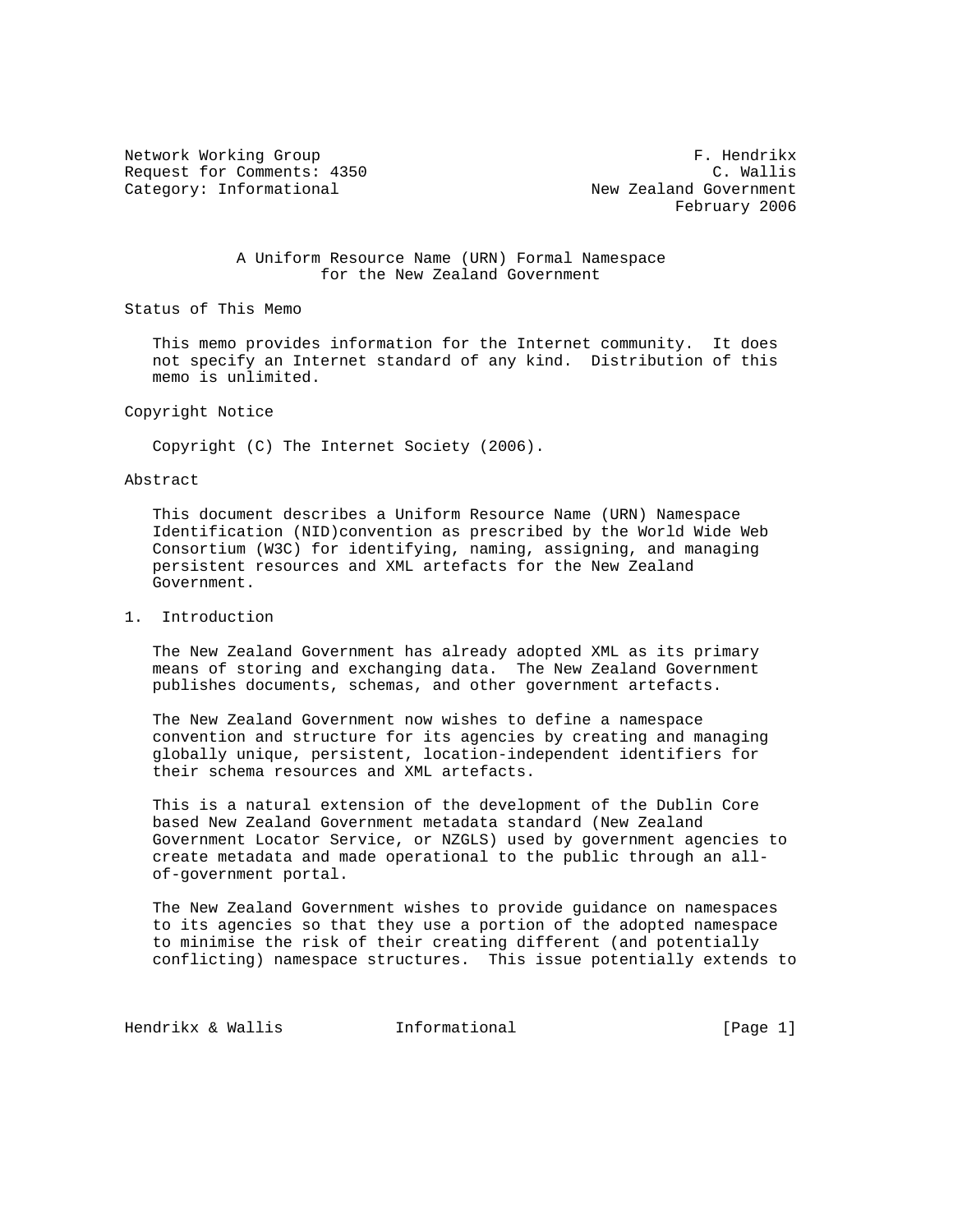Network Working Group F. Hendrikx
Request for Comments: 4350 C. Wallis
Category: Informational New Zealand Government
February 2006

# A Uniform Resource Name (URN) Formal Namespace for the New Zealand Government

## Status of This Memo

This memo provides information for the Internet community. It does not specify an Internet standard of any kind. Distribution of this memo is unlimited.

## Copyright Notice

Copyright (C) The Internet Society (2006).

## Abstract

This document describes a Uniform Resource Name (URN) Namespace Identification (NID)convention as prescribed by the World Wide Web Consortium (W3C) for identifying, naming, assigning, and managing persistent resources and XML artefacts for the New Zealand Government.

## 1. Introduction

The New Zealand Government has already adopted XML as its primary means of storing and exchanging data. The New Zealand Government publishes documents, schemas, and other government artefacts.

The New Zealand Government now wishes to define a namespace convention and structure for its agencies by creating and managing globally unique, persistent, location-independent identifiers for their schema resources and XML artefacts.

This is a natural extension of the development of the Dublin Core based New Zealand Government metadata standard (New Zealand Government Locator Service, or NZGLS) used by government agencies to create metadata and made operational to the public through an all-of-government portal.

The New Zealand Government wishes to provide guidance on namespaces to its agencies so that they use a portion of the adopted namespace to minimise the risk of their creating different (and potentially conflicting) namespace structures. This issue potentially extends to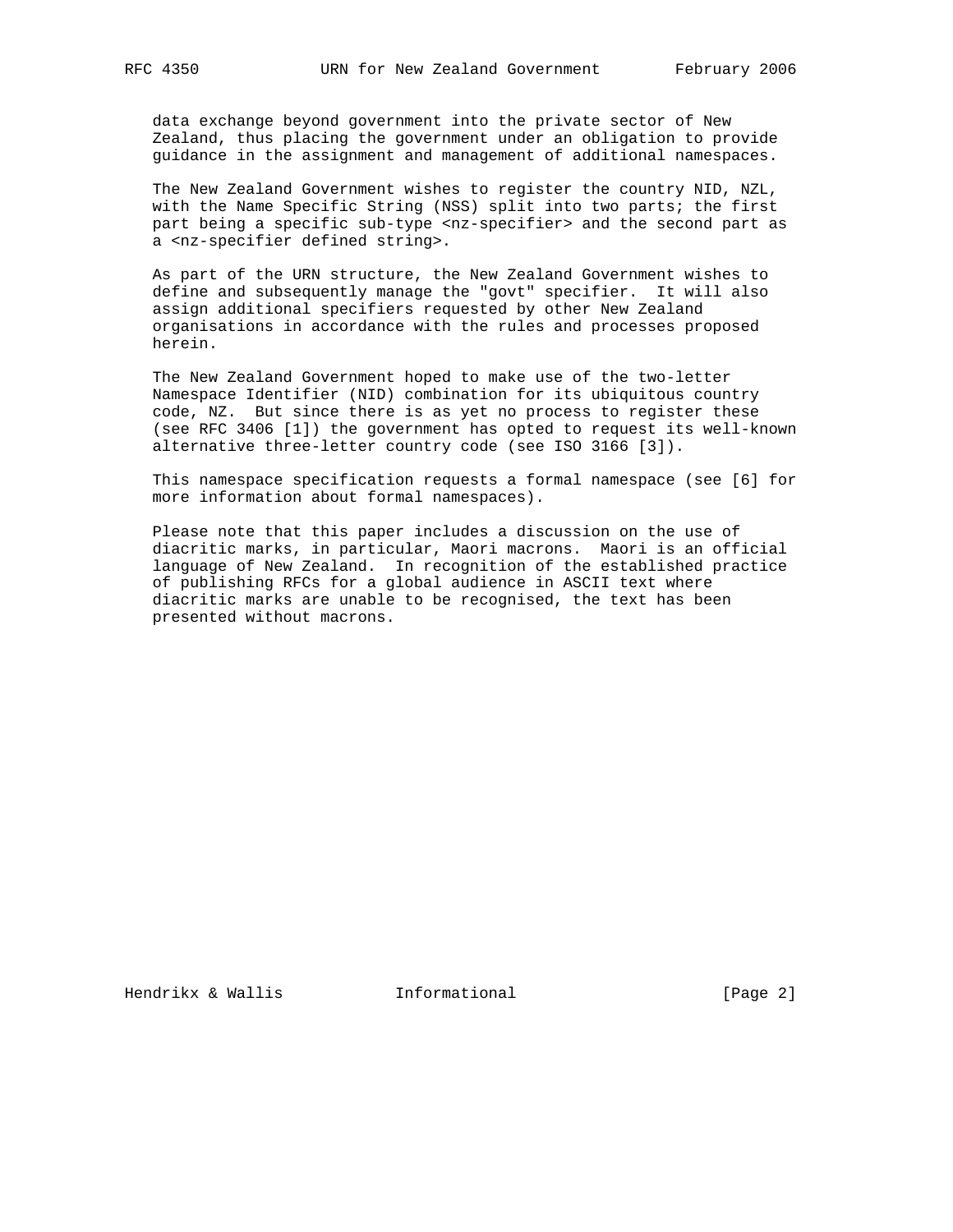data exchange beyond government into the private sector of New Zealand, thus placing the government under an obligation to provide guidance in the assignment and management of additional namespaces.

The New Zealand Government wishes to register the country NID, NZL, with the Name Specific String (NSS) split into two parts; the first part being a specific sub-type <nz-specifier> and the second part as a <nz-specifier defined string>.

As part of the URN structure, the New Zealand Government wishes to define and subsequently manage the "govt" specifier. It will also assign additional specifiers requested by other New Zealand organisations in accordance with the rules and processes proposed herein.

The New Zealand Government hoped to make use of the two-letter Namespace Identifier (NID) combination for its ubiquitous country code, NZ. But since there is as yet no process to register these (see RFC 3406 [1]) the government has opted to request its well-known alternative three-letter country code (see ISO 3166 [3]).

This namespace specification requests a formal namespace (see [6] for more information about formal namespaces).

Please note that this paper includes a discussion on the use of diacritic marks, in particular, Maori macrons. Maori is an official language of New Zealand. In recognition of the established practice of publishing RFCs for a global audience in ASCII text where diacritic marks are unable to be recognised, the text has been presented without macrons.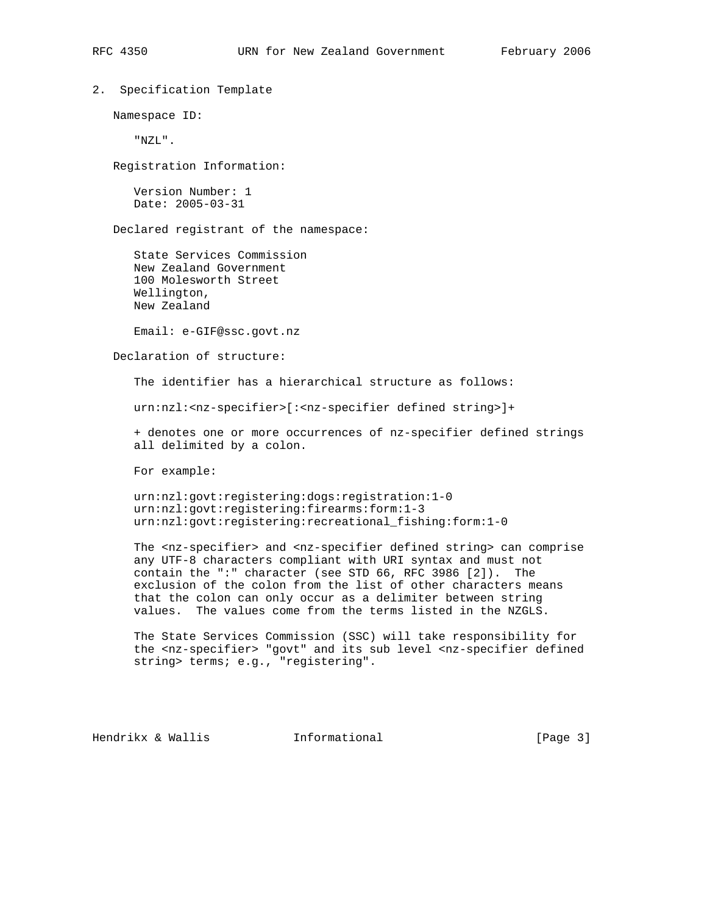## 2. Specification Template

Namespace ID:

"NZL".

Registration Information:

Version Number: 1
Date: 2005-03-31

Declared registrant of the namespace:

State Services Commission
New Zealand Government
100 Molesworth Street
Wellington,
New Zealand

Email: e-GIF@ssc.govt.nz

Declaration of structure:

The identifier has a hierarchical structure as follows:

```
urn:nzl:<nz-specifier>[:<nz-specifier defined string>]+
```

+ denotes one or more occurrences of nz-specifier defined strings all delimited by a colon.

For example:

```
urn:nzl:govt:registering:dogs:registration:1-0
urn:nzl:govt:registering:firearms:form:1-3
urn:nzl:govt:registering:recreational_fishing:form:1-0
```

The <nz-specifier> and <nz-specifier defined string> can comprise any UTF-8 characters compliant with URI syntax and must not contain the ":" character (see STD 66, RFC 3986 [2]). The exclusion of the colon from the list of other characters means that the colon can only occur as a delimiter between string values. The values come from the terms listed in the NZGLS.

The State Services Commission (SSC) will take responsibility for the <nz-specifier> "govt" and its sub level <nz-specifier defined string> terms; e.g., "registering".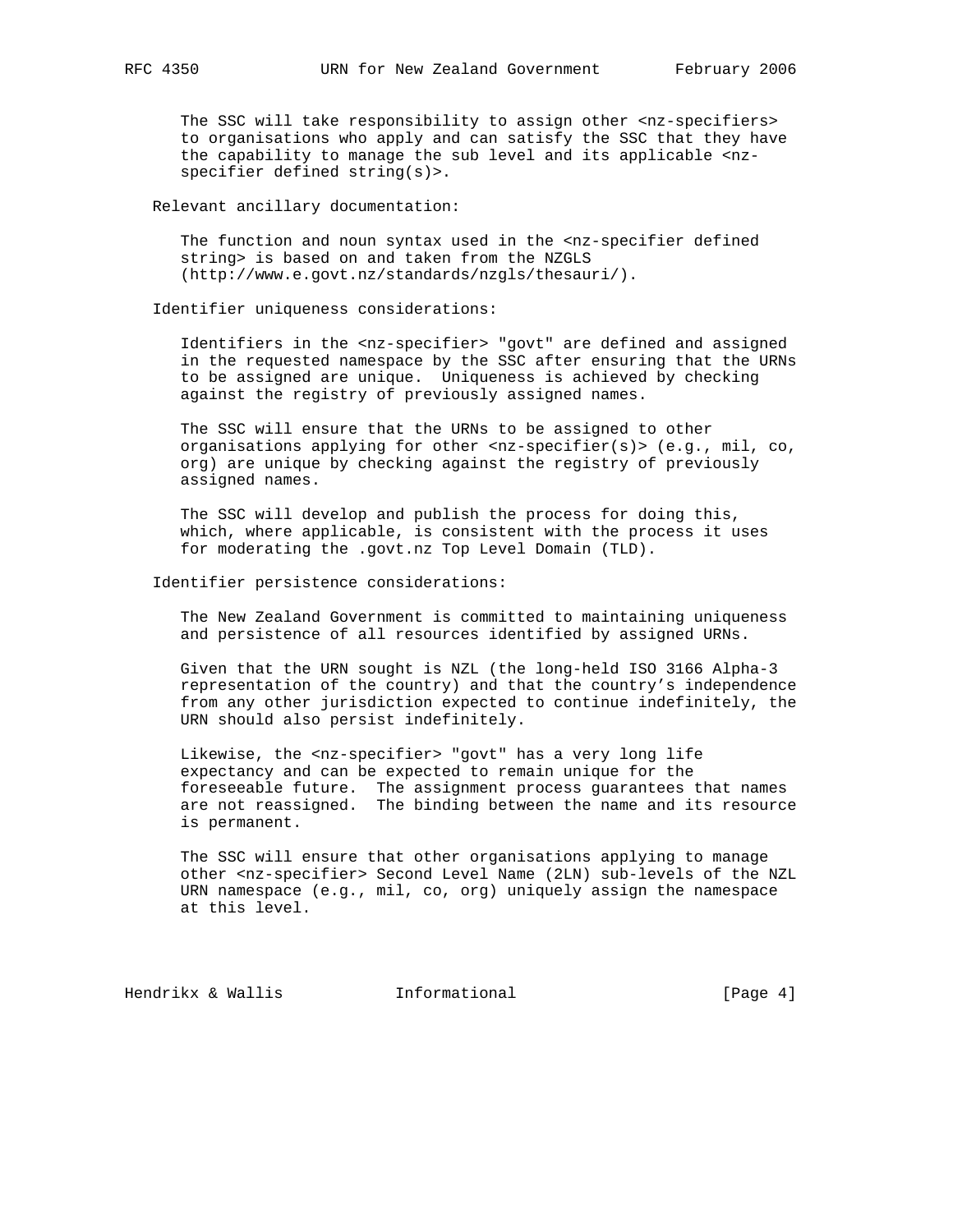The SSC will take responsibility to assign other <nz-specifiers> to organisations who apply and can satisfy the SSC that they have the capability to manage the sub level and its applicable <nz-specifier defined string(s)>.

Relevant ancillary documentation:

The function and noun syntax used in the <nz-specifier defined string> is based on and taken from the NZGLS (http://www.e.govt.nz/standards/nzgls/thesauri/).

Identifier uniqueness considerations:

Identifiers in the <nz-specifier> "govt" are defined and assigned in the requested namespace by the SSC after ensuring that the URNs to be assigned are unique. Uniqueness is achieved by checking against the registry of previously assigned names.

The SSC will ensure that the URNs to be assigned to other organisations applying for other <nz-specifier(s)> (e.g., mil, co, org) are unique by checking against the registry of previously assigned names.

The SSC will develop and publish the process for doing this, which, where applicable, is consistent with the process it uses for moderating the .govt.nz Top Level Domain (TLD).

Identifier persistence considerations:

The New Zealand Government is committed to maintaining uniqueness and persistence of all resources identified by assigned URNs.

Given that the URN sought is NZL (the long-held ISO 3166 Alpha-3 representation of the country) and that the country's independence from any other jurisdiction expected to continue indefinitely, the URN should also persist indefinitely.

Likewise, the <nz-specifier> "govt" has a very long life expectancy and can be expected to remain unique for the foreseeable future. The assignment process guarantees that names are not reassigned. The binding between the name and its resource is permanent.

The SSC will ensure that other organisations applying to manage other <nz-specifier> Second Level Name (2LN) sub-levels of the NZL URN namespace (e.g., mil, co, org) uniquely assign the namespace at this level.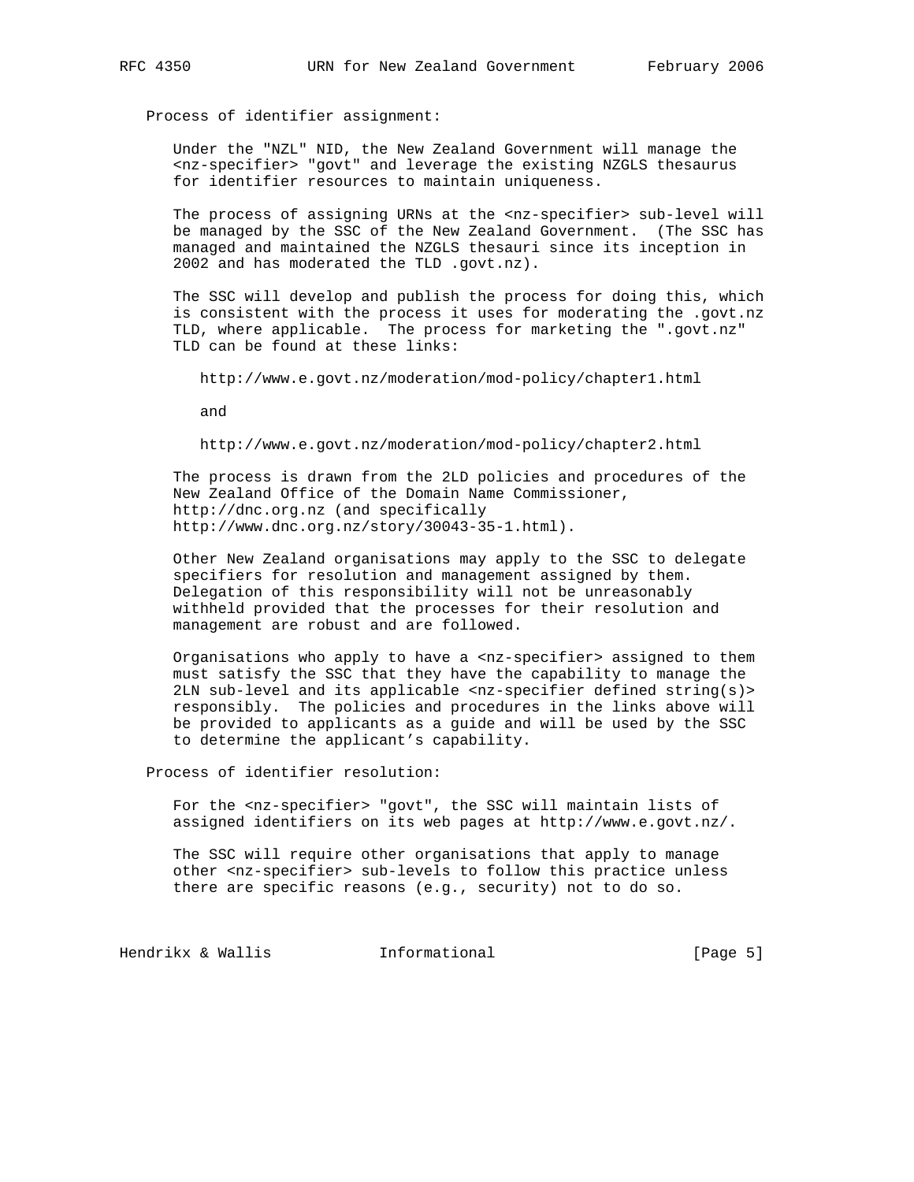Process of identifier assignment:

Under the "NZL" NID, the New Zealand Government will manage the <nz-specifier> "govt" and leverage the existing NZGLS thesaurus for identifier resources to maintain uniqueness.

The process of assigning URNs at the <nz-specifier> sub-level will be managed by the SSC of the New Zealand Government. (The SSC has managed and maintained the NZGLS thesauri since its inception in 2002 and has moderated the TLD .govt.nz).

The SSC will develop and publish the process for doing this, which is consistent with the process it uses for moderating the .govt.nz TLD, where applicable. The process for marketing the ".govt.nz" TLD can be found at these links:

http://www.e.govt.nz/moderation/mod-policy/chapter1.html

and

http://www.e.govt.nz/moderation/mod-policy/chapter2.html

The process is drawn from the 2LD policies and procedures of the New Zealand Office of the Domain Name Commissioner, http://dnc.org.nz (and specifically http://www.dnc.org.nz/story/30043-35-1.html).

Other New Zealand organisations may apply to the SSC to delegate specifiers for resolution and management assigned by them. Delegation of this responsibility will not be unreasonably withheld provided that the processes for their resolution and management are robust and are followed.

Organisations who apply to have a <nz-specifier> assigned to them must satisfy the SSC that they have the capability to manage the 2LN sub-level and its applicable <nz-specifier defined string(s)> responsibly. The policies and procedures in the links above will be provided to applicants as a guide and will be used by the SSC to determine the applicant's capability.

Process of identifier resolution:

For the <nz-specifier> "govt", the SSC will maintain lists of assigned identifiers on its web pages at http://www.e.govt.nz/.

The SSC will require other organisations that apply to manage other <nz-specifier> sub-levels to follow this practice unless there are specific reasons (e.g., security) not to do so.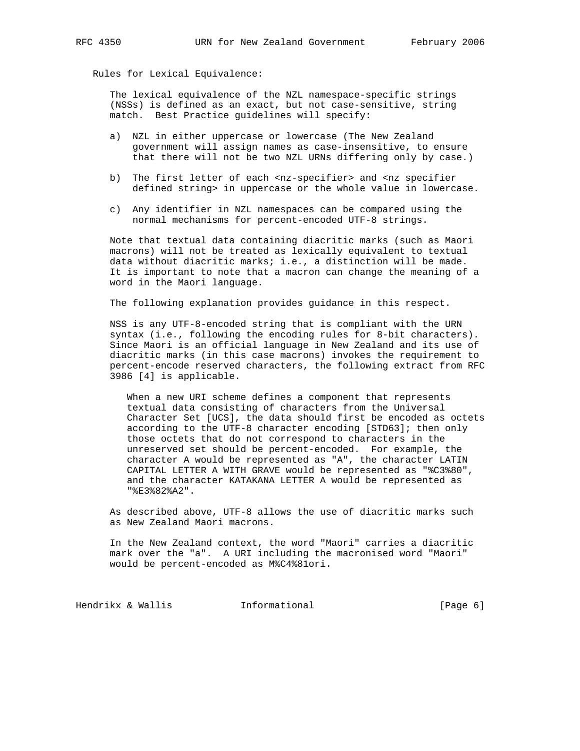Rules for Lexical Equivalence:

The lexical equivalence of the NZL namespace-specific strings (NSSs) is defined as an exact, but not case-sensitive, string match. Best Practice guidelines will specify:

a) NZL in either uppercase or lowercase (The New Zealand government will assign names as case-insensitive, to ensure that there will not be two NZL URNs differing only by case.)

b) The first letter of each <nz-specifier> and <nz specifier defined string> in uppercase or the whole value in lowercase.

c) Any identifier in NZL namespaces can be compared using the normal mechanisms for percent-encoded UTF-8 strings.

Note that textual data containing diacritic marks (such as Maori macrons) will not be treated as lexically equivalent to textual data without diacritic marks; i.e., a distinction will be made. It is important to note that a macron can change the meaning of a word in the Maori language.

The following explanation provides guidance in this respect.

NSS is any UTF-8-encoded string that is compliant with the URN syntax (i.e., following the encoding rules for 8-bit characters). Since Maori is an official language in New Zealand and its use of diacritic marks (in this case macrons) invokes the requirement to percent-encode reserved characters, the following extract from RFC 3986 [4] is applicable.

> When a new URI scheme defines a component that represents textual data consisting of characters from the Universal Character Set [UCS], the data should first be encoded as octets according to the UTF-8 character encoding [STD63]; then only those octets that do not correspond to characters in the unreserved set should be percent-encoded. For example, the character A would be represented as "A", the character LATIN CAPITAL LETTER A WITH GRAVE would be represented as "%C3%80", and the character KATAKANA LETTER A would be represented as "%E3%82%A2".

As described above, UTF-8 allows the use of diacritic marks such as New Zealand Maori macrons.

In the New Zealand context, the word "Maori" carries a diacritic mark over the "a". A URI including the macronised word "Maori" would be percent-encoded as M%C4%81ori.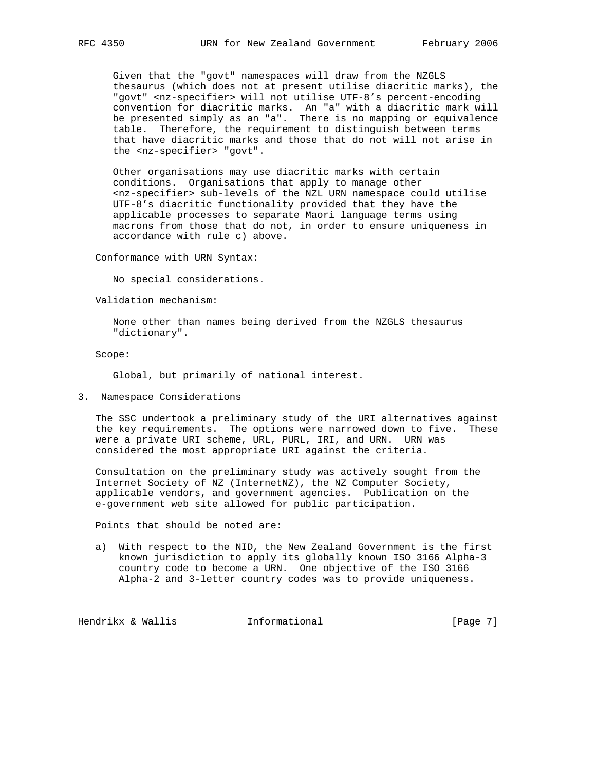Given that the "govt" namespaces will draw from the NZGLS thesaurus (which does not at present utilise diacritic marks), the "govt" <nz-specifier> will not utilise UTF-8's percent-encoding convention for diacritic marks. An "a" with a diacritic mark will be presented simply as an "a". There is no mapping or equivalence table. Therefore, the requirement to distinguish between terms that have diacritic marks and those that do not will not arise in the <nz-specifier> "govt".

Other organisations may use diacritic marks with certain conditions. Organisations that apply to manage other <nz-specifier> sub-levels of the NZL URN namespace could utilise UTF-8's diacritic functionality provided that they have the applicable processes to separate Maori language terms using macrons from those that do not, in order to ensure uniqueness in accordance with rule c) above.

Conformance with URN Syntax:

No special considerations.

Validation mechanism:

None other than names being derived from the NZGLS thesaurus "dictionary".

Scope:

Global, but primarily of national interest.

## 3. Namespace Considerations

The SSC undertook a preliminary study of the URI alternatives against the key requirements. The options were narrowed down to five. These were a private URI scheme, URL, PURL, IRI, and URN. URN was considered the most appropriate URI against the criteria.

Consultation on the preliminary study was actively sought from the Internet Society of NZ (InternetNZ), the NZ Computer Society, applicable vendors, and government agencies. Publication on the e-government web site allowed for public participation.

Points that should be noted are:

a) With respect to the NID, the New Zealand Government is the first known jurisdiction to apply its globally known ISO 3166 Alpha-3 country code to become a URN. One objective of the ISO 3166 Alpha-2 and 3-letter country codes was to provide uniqueness.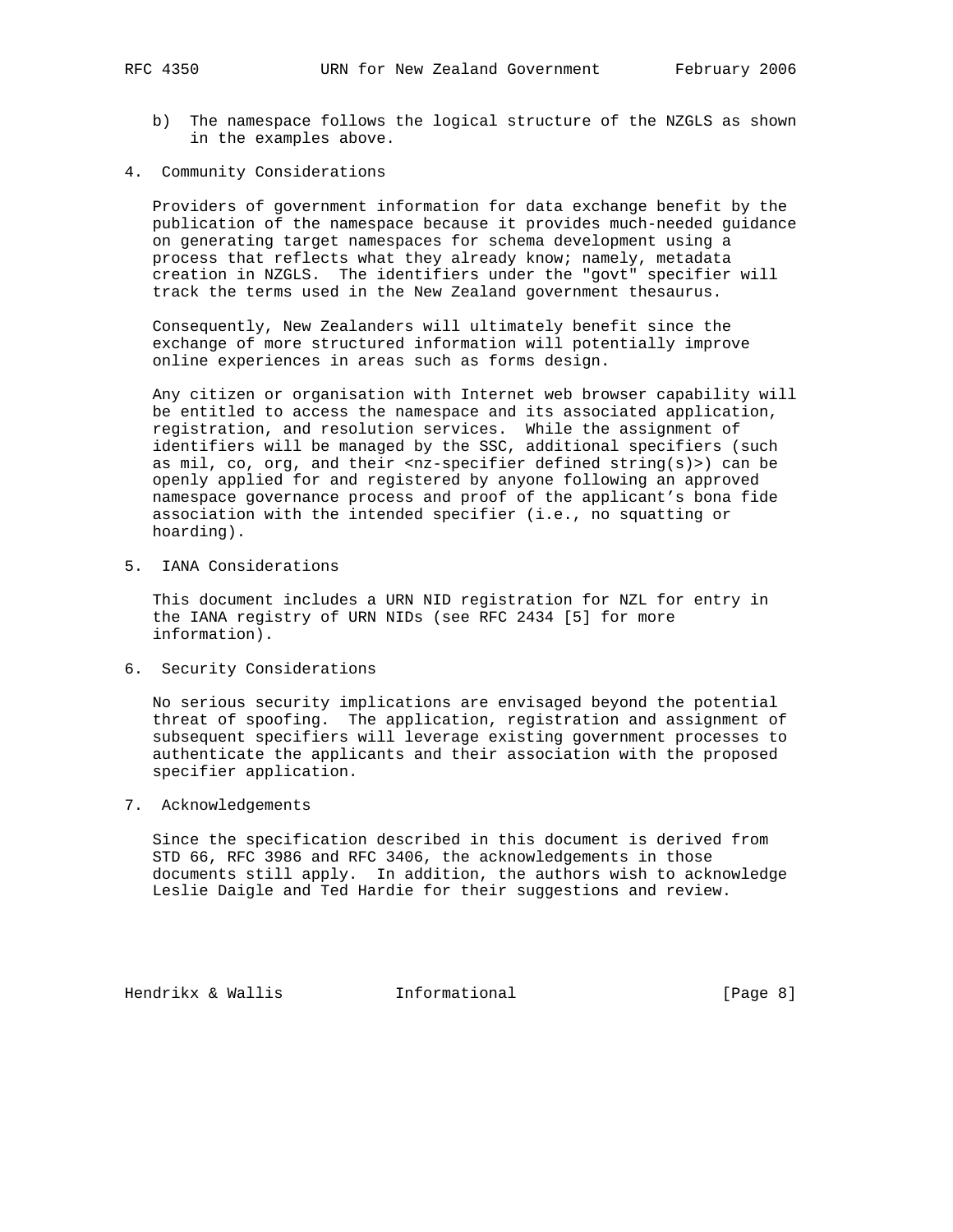b) The namespace follows the logical structure of the NZGLS as shown in the examples above.

## 4. Community Considerations

Providers of government information for data exchange benefit by the publication of the namespace because it provides much-needed guidance on generating target namespaces for schema development using a process that reflects what they already know; namely, metadata creation in NZGLS. The identifiers under the "govt" specifier will track the terms used in the New Zealand government thesaurus.

Consequently, New Zealanders will ultimately benefit since the exchange of more structured information will potentially improve online experiences in areas such as forms design.

Any citizen or organisation with Internet web browser capability will be entitled to access the namespace and its associated application, registration, and resolution services. While the assignment of identifiers will be managed by the SSC, additional specifiers (such as mil, co, org, and their <nz-specifier defined string(s)>) can be openly applied for and registered by anyone following an approved namespace governance process and proof of the applicant's bona fide association with the intended specifier (i.e., no squatting or hoarding).

## 5. IANA Considerations

This document includes a URN NID registration for NZL for entry in the IANA registry of URN NIDs (see RFC 2434 [5] for more information).

## 6. Security Considerations

No serious security implications are envisaged beyond the potential threat of spoofing. The application, registration and assignment of subsequent specifiers will leverage existing government processes to authenticate the applicants and their association with the proposed specifier application.

## 7. Acknowledgements

Since the specification described in this document is derived from STD 66, RFC 3986 and RFC 3406, the acknowledgements in those documents still apply. In addition, the authors wish to acknowledge Leslie Daigle and Ted Hardie for their suggestions and review.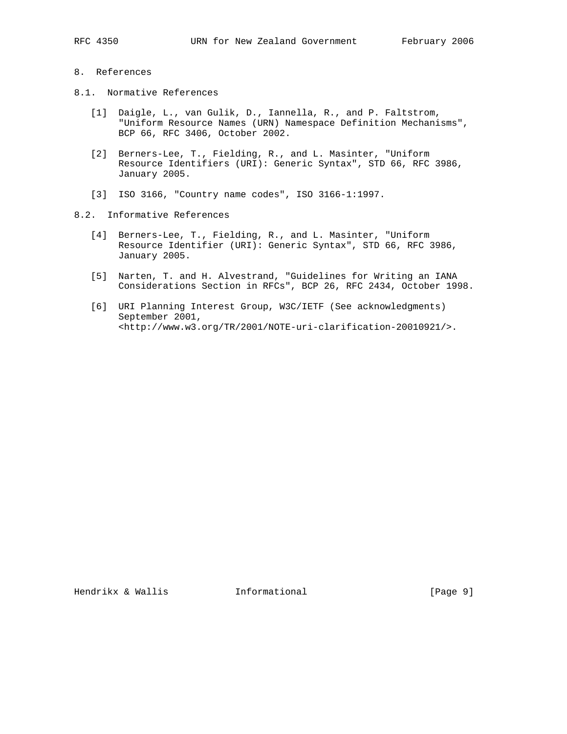# 8. References

## 8.1. Normative References

[1] Daigle, L., van Gulik, D., Iannella, R., and P. Faltstrom, "Uniform Resource Names (URN) Namespace Definition Mechanisms", BCP 66, RFC 3406, October 2002.

[2] Berners-Lee, T., Fielding, R., and L. Masinter, "Uniform Resource Identifiers (URI): Generic Syntax", STD 66, RFC 3986, January 2005.

[3] ISO 3166, "Country name codes", ISO 3166-1:1997.

## 8.2. Informative References

[4] Berners-Lee, T., Fielding, R., and L. Masinter, "Uniform Resource Identifier (URI): Generic Syntax", STD 66, RFC 3986, January 2005.

[5] Narten, T. and H. Alvestrand, "Guidelines for Writing an IANA Considerations Section in RFCs", BCP 26, RFC 2434, October 1998.

[6] URI Planning Interest Group, W3C/IETF (See acknowledgments) September 2001, <http://www.w3.org/TR/2001/NOTE-uri-clarification-20010921/>.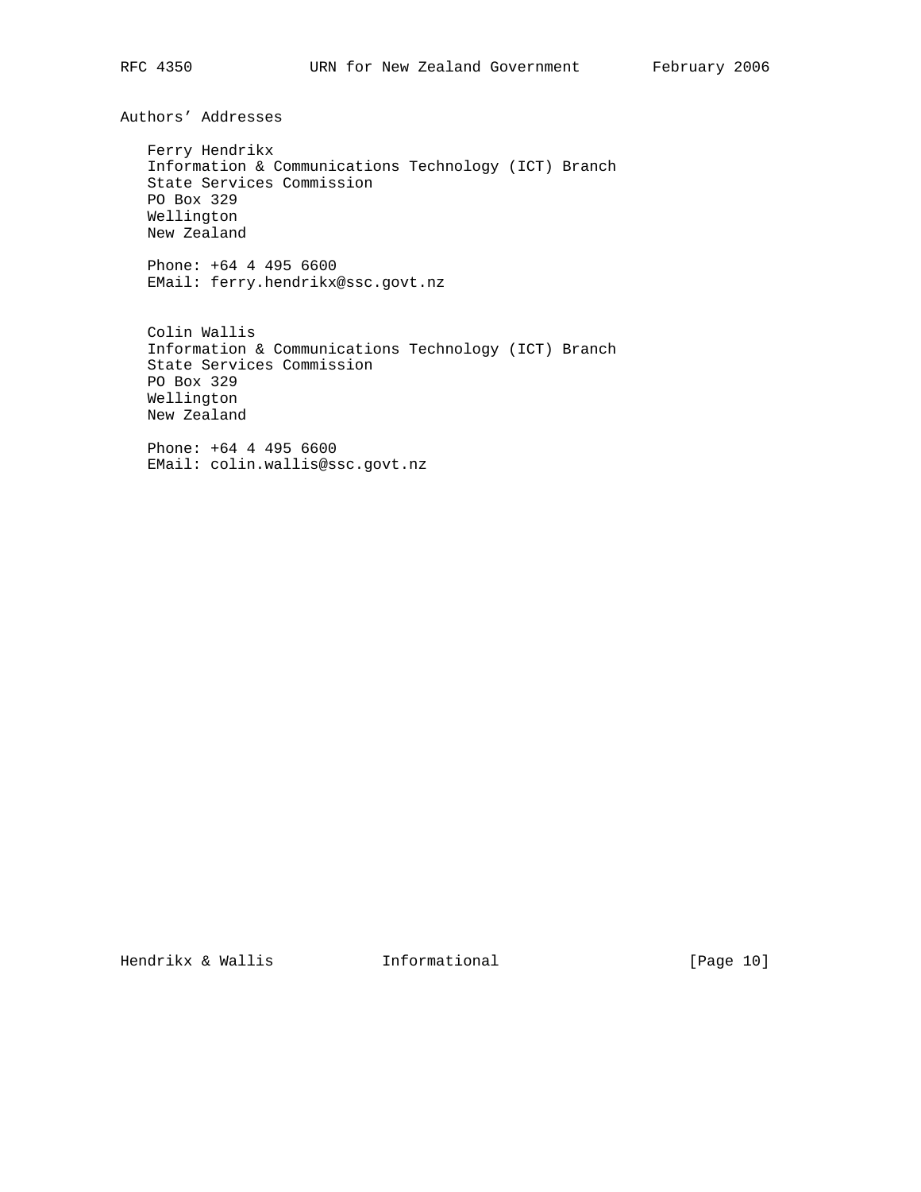## Authors' Addresses

Ferry Hendrikx
Information & Communications Technology (ICT) Branch
State Services Commission
PO Box 329
Wellington
New Zealand

Phone: +64 4 495 6600
EMail: ferry.hendrikx@ssc.govt.nz

Colin Wallis
Information & Communications Technology (ICT) Branch
State Services Commission
PO Box 329
Wellington
New Zealand

Phone: +64 4 495 6600
EMail: colin.wallis@ssc.govt.nz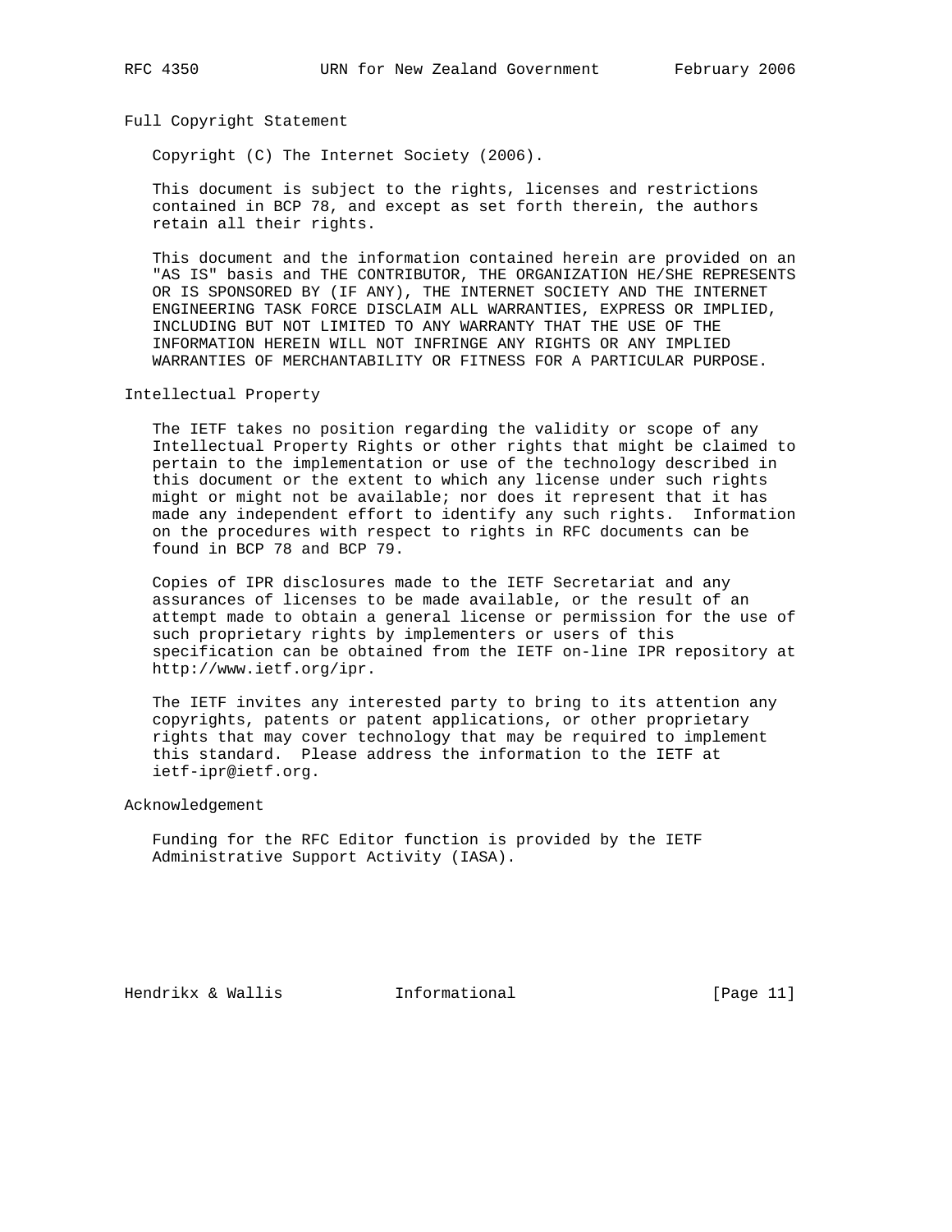## Full Copyright Statement

Copyright (C) The Internet Society (2006).

This document is subject to the rights, licenses and restrictions contained in BCP 78, and except as set forth therein, the authors retain all their rights.

This document and the information contained herein are provided on an "AS IS" basis and THE CONTRIBUTOR, THE ORGANIZATION HE/SHE REPRESENTS OR IS SPONSORED BY (IF ANY), THE INTERNET SOCIETY AND THE INTERNET ENGINEERING TASK FORCE DISCLAIM ALL WARRANTIES, EXPRESS OR IMPLIED, INCLUDING BUT NOT LIMITED TO ANY WARRANTY THAT THE USE OF THE INFORMATION HEREIN WILL NOT INFRINGE ANY RIGHTS OR ANY IMPLIED WARRANTIES OF MERCHANTABILITY OR FITNESS FOR A PARTICULAR PURPOSE.

## Intellectual Property

The IETF takes no position regarding the validity or scope of any Intellectual Property Rights or other rights that might be claimed to pertain to the implementation or use of the technology described in this document or the extent to which any license under such rights might or might not be available; nor does it represent that it has made any independent effort to identify any such rights. Information on the procedures with respect to rights in RFC documents can be found in BCP 78 and BCP 79.

Copies of IPR disclosures made to the IETF Secretariat and any assurances of licenses to be made available, or the result of an attempt made to obtain a general license or permission for the use of such proprietary rights by implementers or users of this specification can be obtained from the IETF on-line IPR repository at http://www.ietf.org/ipr.

The IETF invites any interested party to bring to its attention any copyrights, patents or patent applications, or other proprietary rights that may cover technology that may be required to implement this standard. Please address the information to the IETF at ietf-ipr@ietf.org.

## Acknowledgement

Funding for the RFC Editor function is provided by the IETF Administrative Support Activity (IASA).